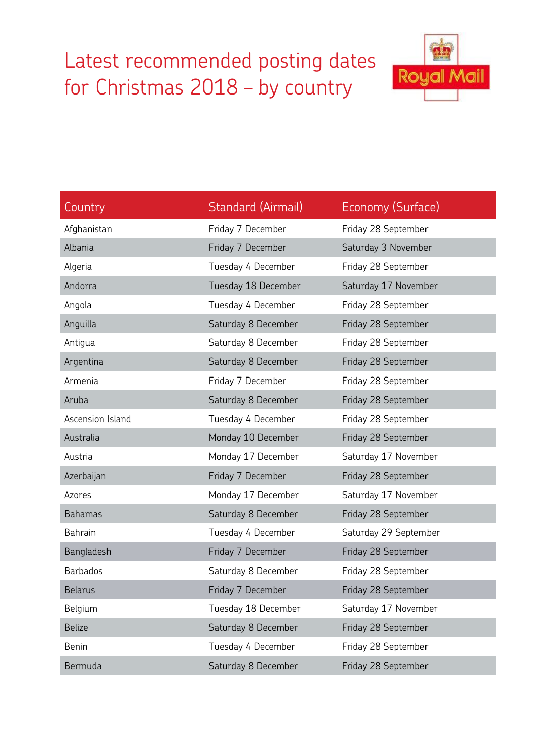# Latest recommended posting dates for Christmas 2018 – by country

Royal Mail

| Country | Standard (Airmail) | Economy (Surface) |
|---|---|---|
| Afghanistan | Friday 7 December | Friday 28 September |
| Albania | Friday 7 December | Saturday 3 November |
| Algeria | Tuesday 4 December | Friday 28 September |
| Andorra | Tuesday 18 December | Saturday 17 November |
| Angola | Tuesday 4 December | Friday 28 September |
| Anguilla | Saturday 8 December | Friday 28 September |
| Antigua | Saturday 8 December | Friday 28 September |
| Argentina | Saturday 8 December | Friday 28 September |
| Armenia | Friday 7 December | Friday 28 September |
| Aruba | Saturday 8 December | Friday 28 September |
| Ascension Island | Tuesday 4 December | Friday 28 September |
| Australia | Monday 10 December | Friday 28 September |
| Austria | Monday 17 December | Saturday 17 November |
| Azerbaijan | Friday 7 December | Friday 28 September |
| Azores | Monday 17 December | Saturday 17 November |
| Bahamas | Saturday 8 December | Friday 28 September |
| Bahrain | Tuesday 4 December | Saturday 29 September |
| Bangladesh | Friday 7 December | Friday 28 September |
| Barbados | Saturday 8 December | Friday 28 September |
| Belarus | Friday 7 December | Friday 28 September |
| Belgium | Tuesday 18 December | Saturday 17 November |
| Belize | Saturday 8 December | Friday 28 September |
| Benin | Tuesday 4 December | Friday 28 September |
| Bermuda | Saturday 8 December | Friday 28 September |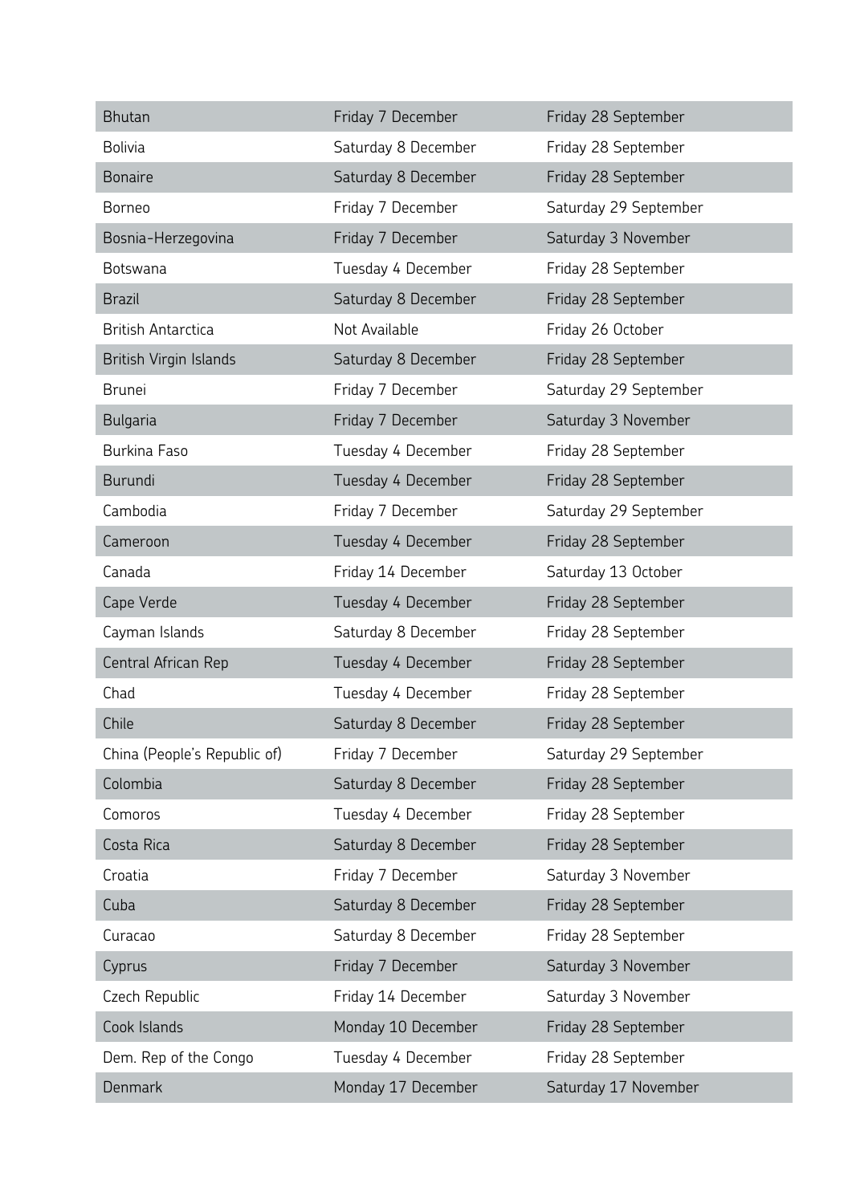| | | |
|---|---|---|
| Bhutan | Friday 7 December | Friday 28 September |
| Bolivia | Saturday 8 December | Friday 28 September |
| Bonaire | Saturday 8 December | Friday 28 September |
| Borneo | Friday 7 December | Saturday 29 September |
| Bosnia-Herzegovina | Friday 7 December | Saturday 3 November |
| Botswana | Tuesday 4 December | Friday 28 September |
| Brazil | Saturday 8 December | Friday 28 September |
| British Antarctica | Not Available | Friday 26 October |
| British Virgin Islands | Saturday 8 December | Friday 28 September |
| Brunei | Friday 7 December | Saturday 29 September |
| Bulgaria | Friday 7 December | Saturday 3 November |
| Burkina Faso | Tuesday 4 December | Friday 28 September |
| Burundi | Tuesday 4 December | Friday 28 September |
| Cambodia | Friday 7 December | Saturday 29 September |
| Cameroon | Tuesday 4 December | Friday 28 September |
| Canada | Friday 14 December | Saturday 13 October |
| Cape Verde | Tuesday 4 December | Friday 28 September |
| Cayman Islands | Saturday 8 December | Friday 28 September |
| Central African Rep | Tuesday 4 December | Friday 28 September |
| Chad | Tuesday 4 December | Friday 28 September |
| Chile | Saturday 8 December | Friday 28 September |
| China (People's Republic of) | Friday 7 December | Saturday 29 September |
| Colombia | Saturday 8 December | Friday 28 September |
| Comoros | Tuesday 4 December | Friday 28 September |
| Costa Rica | Saturday 8 December | Friday 28 September |
| Croatia | Friday 7 December | Saturday 3 November |
| Cuba | Saturday 8 December | Friday 28 September |
| Curacao | Saturday 8 December | Friday 28 September |
| Cyprus | Friday 7 December | Saturday 3 November |
| Czech Republic | Friday 14 December | Saturday 3 November |
| Cook Islands | Monday 10 December | Friday 28 September |
| Dem. Rep of the Congo | Tuesday 4 December | Friday 28 September |
| Denmark | Monday 17 December | Saturday 17 November |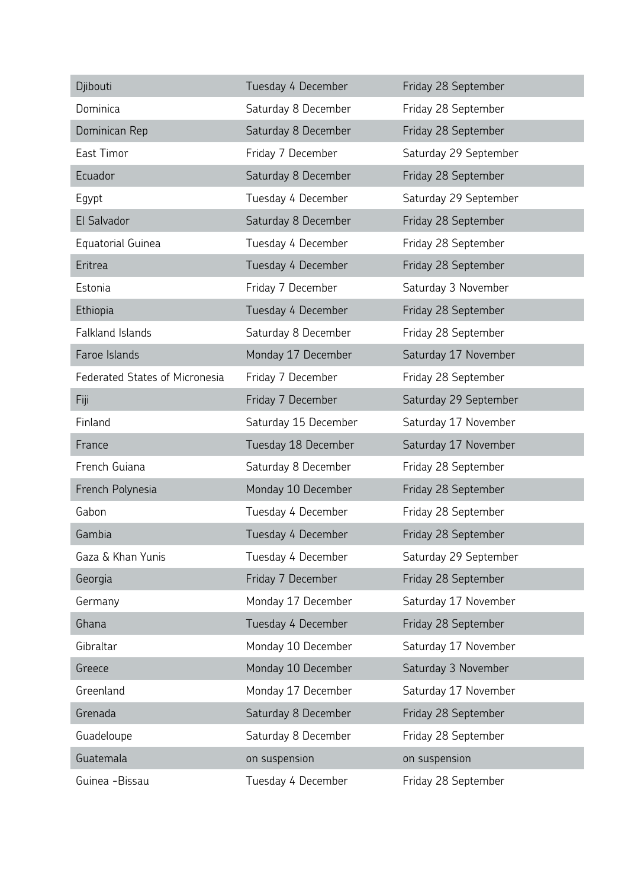| | | |
|---|---|---|
| Djibouti | Tuesday 4 December | Friday 28 September |
| Dominica | Saturday 8 December | Friday 28 September |
| Dominican Rep | Saturday 8 December | Friday 28 September |
| East Timor | Friday 7 December | Saturday 29 September |
| Ecuador | Saturday 8 December | Friday 28 September |
| Egypt | Tuesday 4 December | Saturday 29 September |
| El Salvador | Saturday 8 December | Friday 28 September |
| Equatorial Guinea | Tuesday 4 December | Friday 28 September |
| Eritrea | Tuesday 4 December | Friday 28 September |
| Estonia | Friday 7 December | Saturday 3 November |
| Ethiopia | Tuesday 4 December | Friday 28 September |
| Falkland Islands | Saturday 8 December | Friday 28 September |
| Faroe Islands | Monday 17 December | Saturday 17 November |
| Federated States of Micronesia | Friday 7 December | Friday 28 September |
| Fiji | Friday 7 December | Saturday 29 September |
| Finland | Saturday 15 December | Saturday 17 November |
| France | Tuesday 18 December | Saturday 17 November |
| French Guiana | Saturday 8 December | Friday 28 September |
| French Polynesia | Monday 10 December | Friday 28 September |
| Gabon | Tuesday 4 December | Friday 28 September |
| Gambia | Tuesday 4 December | Friday 28 September |
| Gaza & Khan Yunis | Tuesday 4 December | Saturday 29 September |
| Georgia | Friday 7 December | Friday 28 September |
| Germany | Monday 17 December | Saturday 17 November |
| Ghana | Tuesday 4 December | Friday 28 September |
| Gibraltar | Monday 10 December | Saturday 17 November |
| Greece | Monday 10 December | Saturday 3 November |
| Greenland | Monday 17 December | Saturday 17 November |
| Grenada | Saturday 8 December | Friday 28 September |
| Guadeloupe | Saturday 8 December | Friday 28 September |
| Guatemala | on suspension | on suspension |
| Guinea -Bissau | Tuesday 4 December | Friday 28 September |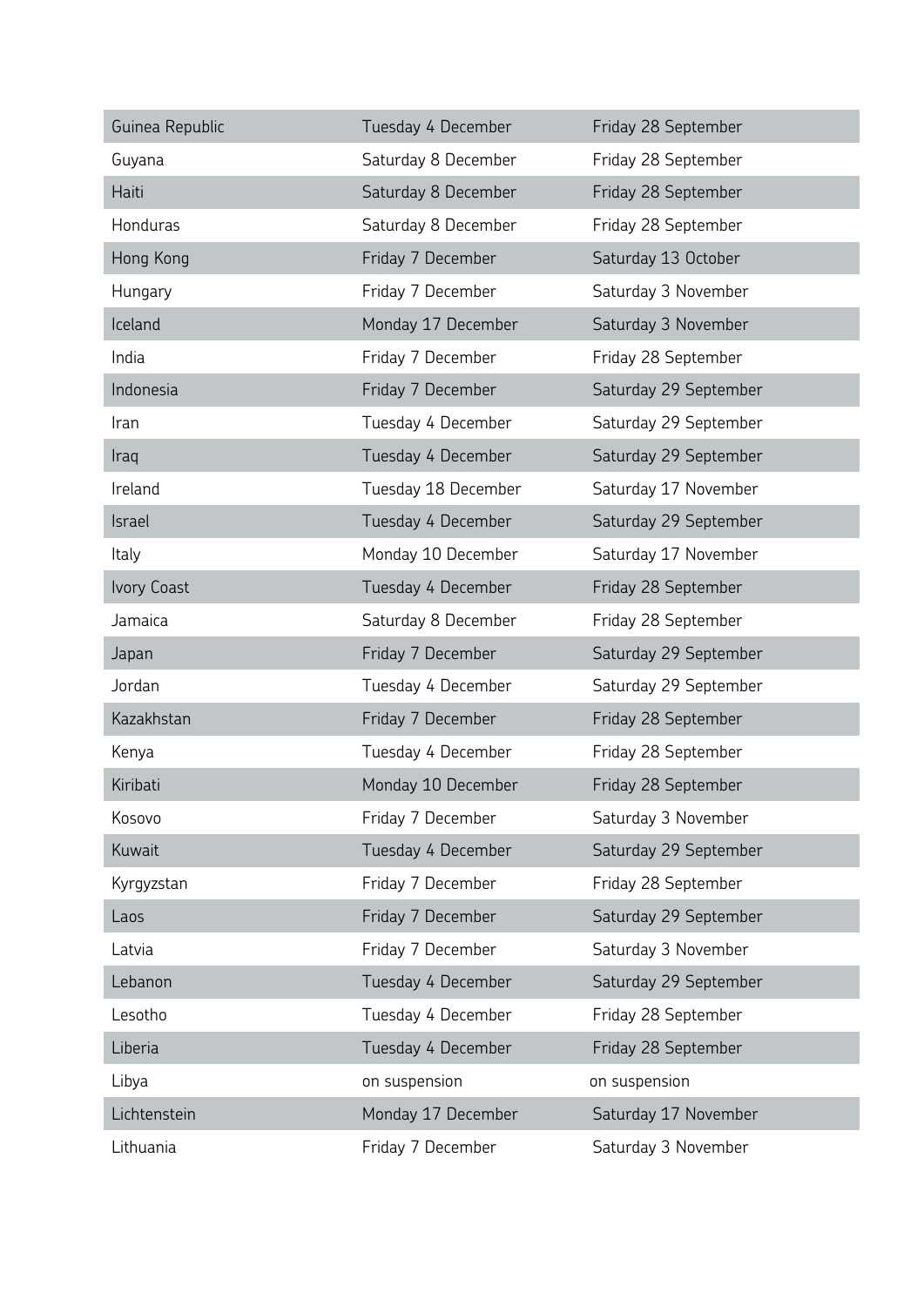| | | |
|---|---|---|
| Guinea Republic | Tuesday 4 December | Friday 28 September |
| Guyana | Saturday 8 December | Friday 28 September |
| Haiti | Saturday 8 December | Friday 28 September |
| Honduras | Saturday 8 December | Friday 28 September |
| Hong Kong | Friday 7 December | Saturday 13 October |
| Hungary | Friday 7 December | Saturday 3 November |
| Iceland | Monday 17 December | Saturday 3 November |
| India | Friday 7 December | Friday 28 September |
| Indonesia | Friday 7 December | Saturday 29 September |
| Iran | Tuesday 4 December | Saturday 29 September |
| Iraq | Tuesday 4 December | Saturday 29 September |
| Ireland | Tuesday 18 December | Saturday 17 November |
| Israel | Tuesday 4 December | Saturday 29 September |
| Italy | Monday 10 December | Saturday 17 November |
| Ivory Coast | Tuesday 4 December | Friday 28 September |
| Jamaica | Saturday 8 December | Friday 28 September |
| Japan | Friday 7 December | Saturday 29 September |
| Jordan | Tuesday 4 December | Saturday 29 September |
| Kazakhstan | Friday 7 December | Friday 28 September |
| Kenya | Tuesday 4 December | Friday 28 September |
| Kiribati | Monday 10 December | Friday 28 September |
| Kosovo | Friday 7 December | Saturday 3 November |
| Kuwait | Tuesday 4 December | Saturday 29 September |
| Kyrgyzstan | Friday 7 December | Friday 28 September |
| Laos | Friday 7 December | Saturday 29 September |
| Latvia | Friday 7 December | Saturday 3 November |
| Lebanon | Tuesday 4 December | Saturday 29 September |
| Lesotho | Tuesday 4 December | Friday 28 September |
| Liberia | Tuesday 4 December | Friday 28 September |
| Libya | on suspension | on suspension |
| Lichtenstein | Monday 17 December | Saturday 17 November |
| Lithuania | Friday 7 December | Saturday 3 November |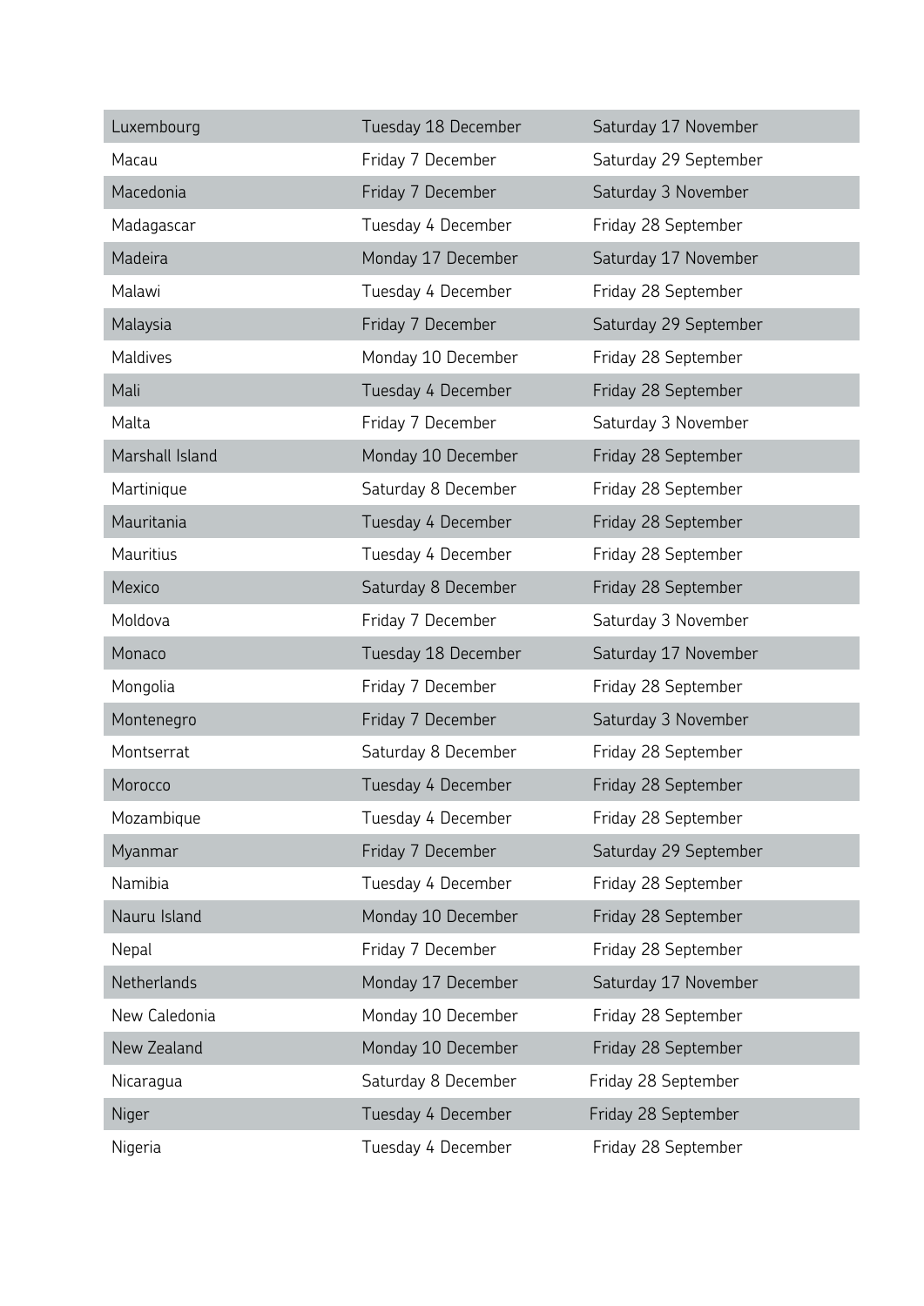| | | |
|---|---|---|
| Luxembourg | Tuesday 18 December | Saturday 17 November |
| Macau | Friday 7 December | Saturday 29 September |
| Macedonia | Friday 7 December | Saturday 3 November |
| Madagascar | Tuesday 4 December | Friday 28 September |
| Madeira | Monday 17 December | Saturday 17 November |
| Malawi | Tuesday 4 December | Friday 28 September |
| Malaysia | Friday 7 December | Saturday 29 September |
| Maldives | Monday 10 December | Friday 28 September |
| Mali | Tuesday 4 December | Friday 28 September |
| Malta | Friday 7 December | Saturday 3 November |
| Marshall Island | Monday 10 December | Friday 28 September |
| Martinique | Saturday 8 December | Friday 28 September |
| Mauritania | Tuesday 4 December | Friday 28 September |
| Mauritius | Tuesday 4 December | Friday 28 September |
| Mexico | Saturday 8 December | Friday 28 September |
| Moldova | Friday 7 December | Saturday 3 November |
| Monaco | Tuesday 18 December | Saturday 17 November |
| Mongolia | Friday 7 December | Friday 28 September |
| Montenegro | Friday 7 December | Saturday 3 November |
| Montserrat | Saturday 8 December | Friday 28 September |
| Morocco | Tuesday 4 December | Friday 28 September |
| Mozambique | Tuesday 4 December | Friday 28 September |
| Myanmar | Friday 7 December | Saturday 29 September |
| Namibia | Tuesday 4 December | Friday 28 September |
| Nauru Island | Monday 10 December | Friday 28 September |
| Nepal | Friday 7 December | Friday 28 September |
| Netherlands | Monday 17 December | Saturday 17 November |
| New Caledonia | Monday 10 December | Friday 28 September |
| New Zealand | Monday 10 December | Friday 28 September |
| Nicaragua | Saturday 8 December | Friday 28 September |
| Niger | Tuesday 4 December | Friday 28 September |
| Nigeria | Tuesday 4 December | Friday 28 September |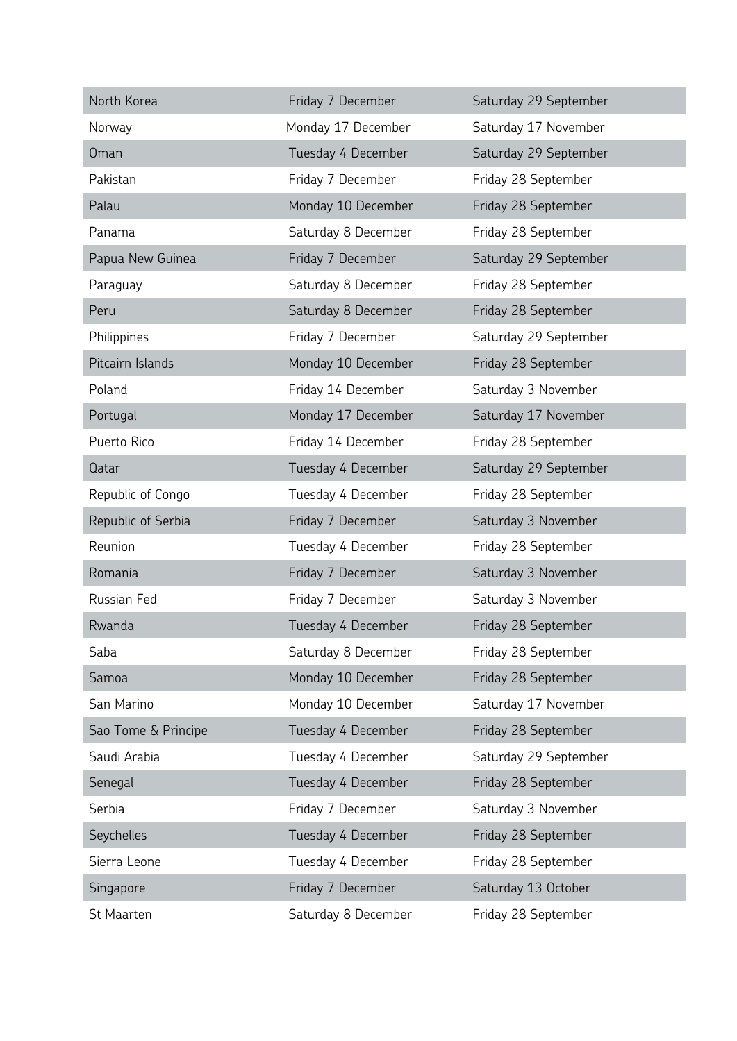| | | |
|---|---|---|
| North Korea | Friday 7 December | Saturday 29 September |
| Norway | Monday 17 December | Saturday 17 November |
| Oman | Tuesday 4 December | Saturday 29 September |
| Pakistan | Friday 7 December | Friday 28 September |
| Palau | Monday 10 December | Friday 28 September |
| Panama | Saturday 8 December | Friday 28 September |
| Papua New Guinea | Friday 7 December | Saturday 29 September |
| Paraguay | Saturday 8 December | Friday 28 September |
| Peru | Saturday 8 December | Friday 28 September |
| Philippines | Friday 7 December | Saturday 29 September |
| Pitcairn Islands | Monday 10 December | Friday 28 September |
| Poland | Friday 14 December | Saturday 3 November |
| Portugal | Monday 17 December | Saturday 17 November |
| Puerto Rico | Friday 14 December | Friday 28 September |
| Qatar | Tuesday 4 December | Saturday 29 September |
| Republic of Congo | Tuesday 4 December | Friday 28 September |
| Republic of Serbia | Friday 7 December | Saturday 3 November |
| Reunion | Tuesday 4 December | Friday 28 September |
| Romania | Friday 7 December | Saturday 3 November |
| Russian Fed | Friday 7 December | Saturday 3 November |
| Rwanda | Tuesday 4 December | Friday 28 September |
| Saba | Saturday 8 December | Friday 28 September |
| Samoa | Monday 10 December | Friday 28 September |
| San Marino | Monday 10 December | Saturday 17 November |
| Sao Tome & Principe | Tuesday 4 December | Friday 28 September |
| Saudi Arabia | Tuesday 4 December | Saturday 29 September |
| Senegal | Tuesday 4 December | Friday 28 September |
| Serbia | Friday 7 December | Saturday 3 November |
| Seychelles | Tuesday 4 December | Friday 28 September |
| Sierra Leone | Tuesday 4 December | Friday 28 September |
| Singapore | Friday 7 December | Saturday 13 October |
| St Maarten | Saturday 8 December | Friday 28 September |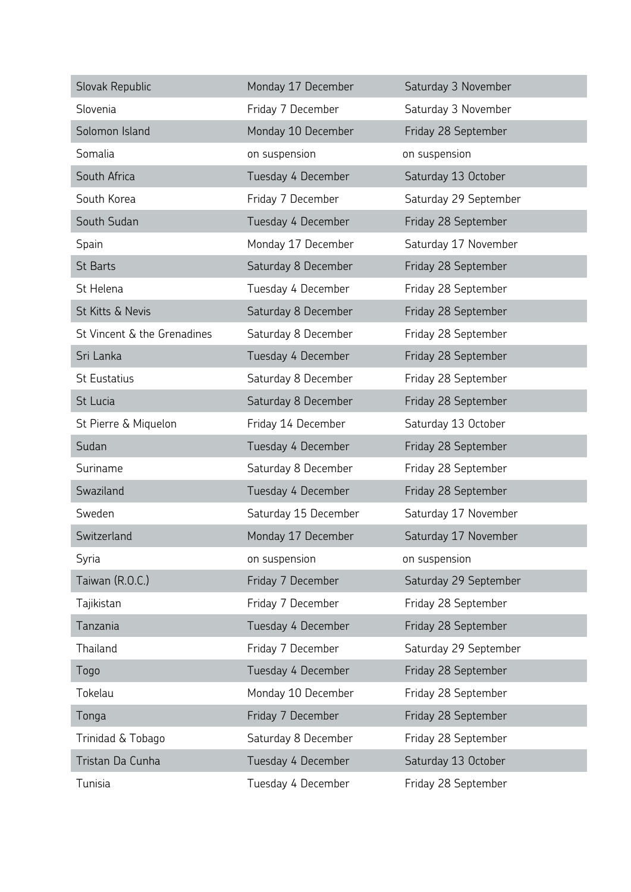| Slovak Republic | Monday 17 December | Saturday 3 November |
|---|---|---|
| Slovenia | Friday 7 December | Saturday 3 November |
| Solomon Island | Monday 10 December | Friday 28 September |
| Somalia | on suspension | on suspension |
| South Africa | Tuesday 4 December | Saturday 13 October |
| South Korea | Friday 7 December | Saturday 29 September |
| South Sudan | Tuesday 4 December | Friday 28 September |
| Spain | Monday 17 December | Saturday 17 November |
| St Barts | Saturday 8 December | Friday 28 September |
| St Helena | Tuesday 4 December | Friday 28 September |
| St Kitts & Nevis | Saturday 8 December | Friday 28 September |
| St Vincent & the Grenadines | Saturday 8 December | Friday 28 September |
| Sri Lanka | Tuesday 4 December | Friday 28 September |
| St Eustatius | Saturday 8 December | Friday 28 September |
| St Lucia | Saturday 8 December | Friday 28 September |
| St Pierre & Miquelon | Friday 14 December | Saturday 13 October |
| Sudan | Tuesday 4 December | Friday 28 September |
| Suriname | Saturday 8 December | Friday 28 September |
| Swaziland | Tuesday 4 December | Friday 28 September |
| Sweden | Saturday 15 December | Saturday 17 November |
| Switzerland | Monday 17 December | Saturday 17 November |
| Syria | on suspension | on suspension |
| Taiwan (R.O.C.) | Friday 7 December | Saturday 29 September |
| Tajikistan | Friday 7 December | Friday 28 September |
| Tanzania | Tuesday 4 December | Friday 28 September |
| Thailand | Friday 7 December | Saturday 29 September |
| Togo | Tuesday 4 December | Friday 28 September |
| Tokelau | Monday 10 December | Friday 28 September |
| Tonga | Friday 7 December | Friday 28 September |
| Trinidad & Tobago | Saturday 8 December | Friday 28 September |
| Tristan Da Cunha | Tuesday 4 December | Saturday 13 October |
| Tunisia | Tuesday 4 December | Friday 28 September |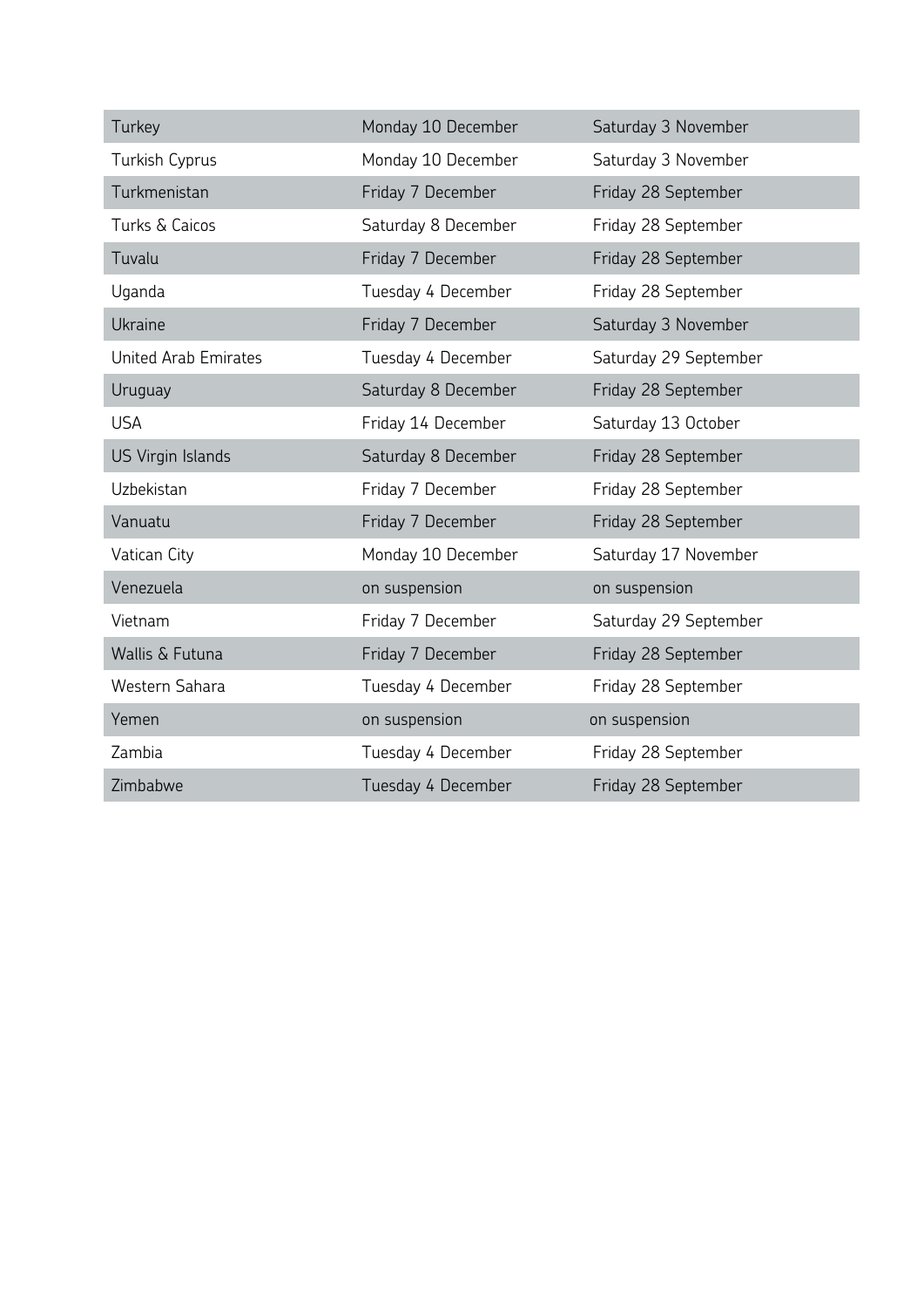| | | |
|---|---|---|
| Turkey | Monday 10 December | Saturday 3 November |
| Turkish Cyprus | Monday 10 December | Saturday 3 November |
| Turkmenistan | Friday 7 December | Friday 28 September |
| Turks & Caicos | Saturday 8 December | Friday 28 September |
| Tuvalu | Friday 7 December | Friday 28 September |
| Uganda | Tuesday 4 December | Friday 28 September |
| Ukraine | Friday 7 December | Saturday 3 November |
| United Arab Emirates | Tuesday 4 December | Saturday 29 September |
| Uruguay | Saturday 8 December | Friday 28 September |
| USA | Friday 14 December | Saturday 13 October |
| US Virgin Islands | Saturday 8 December | Friday 28 September |
| Uzbekistan | Friday 7 December | Friday 28 September |
| Vanuatu | Friday 7 December | Friday 28 September |
| Vatican City | Monday 10 December | Saturday 17 November |
| Venezuela | on suspension | on suspension |
| Vietnam | Friday 7 December | Saturday 29 September |
| Wallis & Futuna | Friday 7 December | Friday 28 September |
| Western Sahara | Tuesday 4 December | Friday 28 September |
| Yemen | on suspension | on suspension |
| Zambia | Tuesday 4 December | Friday 28 September |
| Zimbabwe | Tuesday 4 December | Friday 28 September |